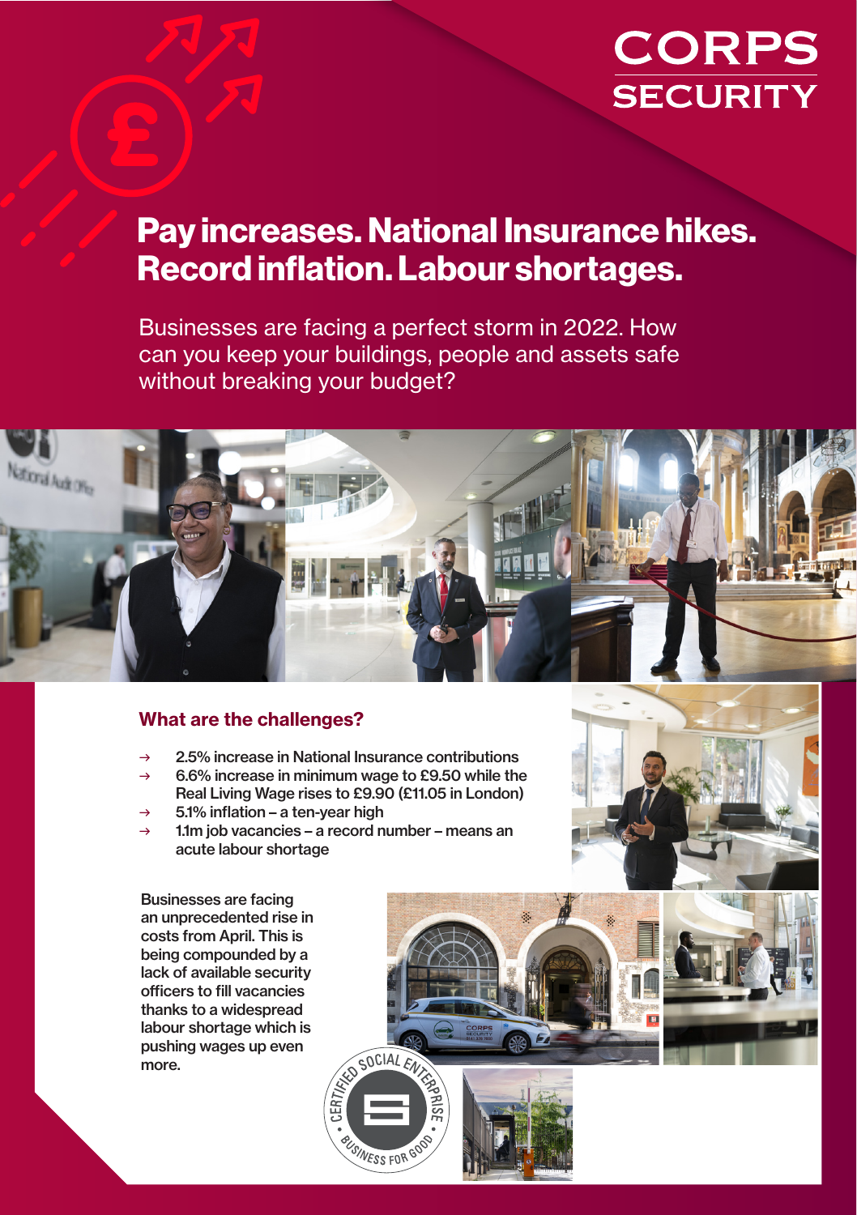# CORPS SECURITY

# Pay increases. National Insurance hikes. Record inflation. Labour shortages.

Businesses are facing a perfect storm in 2022. How can you keep your buildings, people and assets safe without breaking your budget?

## What are the challenges?

- → 2.5% increase in National Insurance contributions
- → 6.6% increase in minimum wage to £9.50 while the Real Living Wage rises to £9.90 (£11.05 in London)
- → 5.1% inflation – a ten-year high
- → 1.1m job vacancies – a record number – means an acute labour shortage

Businesses are facing an unprecedented rise in costs from April. This is being compounded by a lack of available security officers to fill vacancies thanks to a widespread labour shortage which is pushing wages up even more.

CERTIFIED SOCIAL ENTERPRISE · BUSINESS FOR GOOD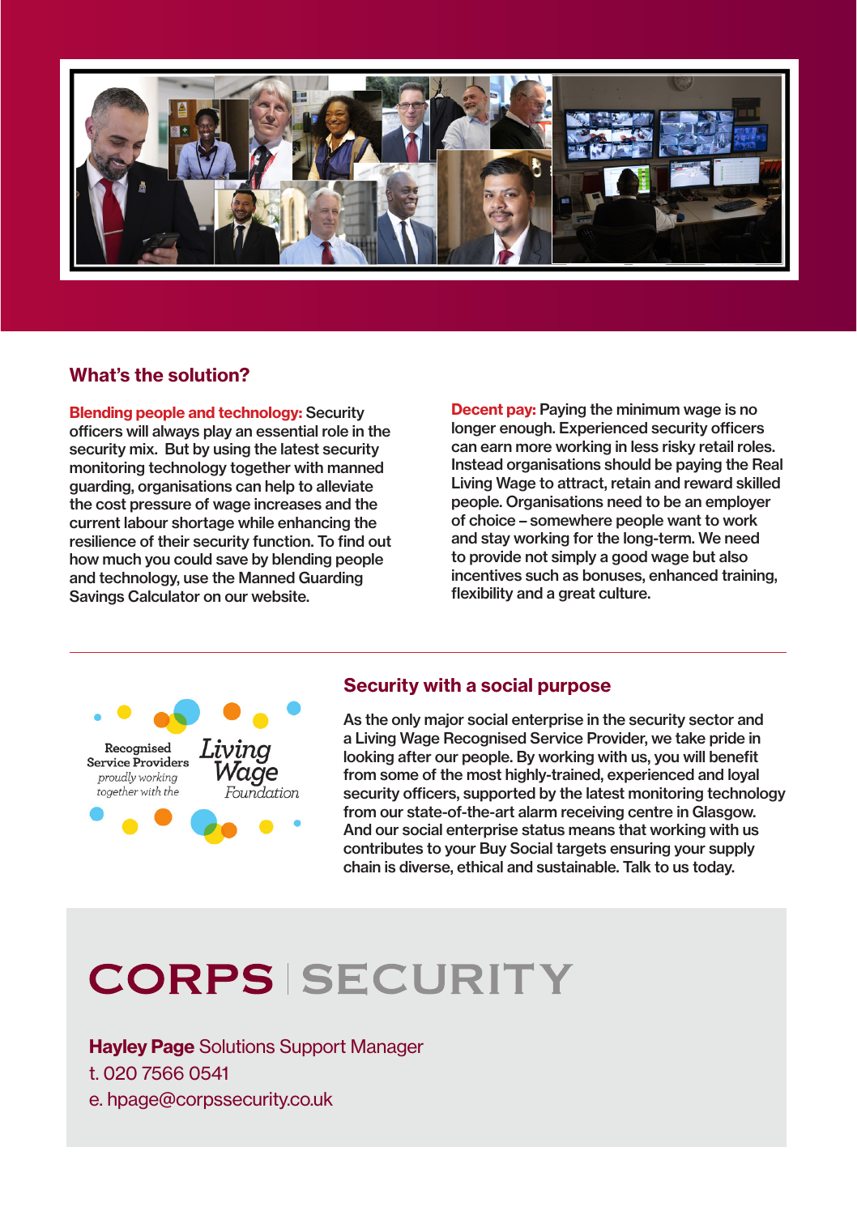## What's the solution?

**Blending people and technology:** Security officers will always play an essential role in the security mix. But by using the latest security monitoring technology together with manned guarding, organisations can help to alleviate the cost pressure of wage increases and the current labour shortage while enhancing the resilience of their security function. To find out how much you could save by blending people and technology, use the Manned Guarding Savings Calculator on our website.

**Decent pay:** Paying the minimum wage is no longer enough. Experienced security officers can earn more working in less risky retail roles. Instead organisations should be paying the Real Living Wage to attract, retain and reward skilled people. Organisations need to be an employer of choice – somewhere people want to work and stay working for the long-term. We need to provide not simply a good wage but also incentives such as bonuses, enhanced training, flexibility and a great culture.

Recognised Service Providers
*proudly working together with the*
Living Wage Foundation

## Security with a social purpose

As the only major social enterprise in the security sector and a Living Wage Recognised Service Provider, we take pride in looking after our people. By working with us, you will benefit from some of the most highly-trained, experienced and loyal security officers, supported by the latest monitoring technology from our state-of-the-art alarm receiving centre in Glasgow. And our social enterprise status means that working with us contributes to your Buy Social targets ensuring your supply chain is diverse, ethical and sustainable. Talk to us today.

CORPS | SECURITY

**Hayley Page** Solutions Support Manager
t. 020 7566 0541
e. hpage@corpssecurity.co.uk